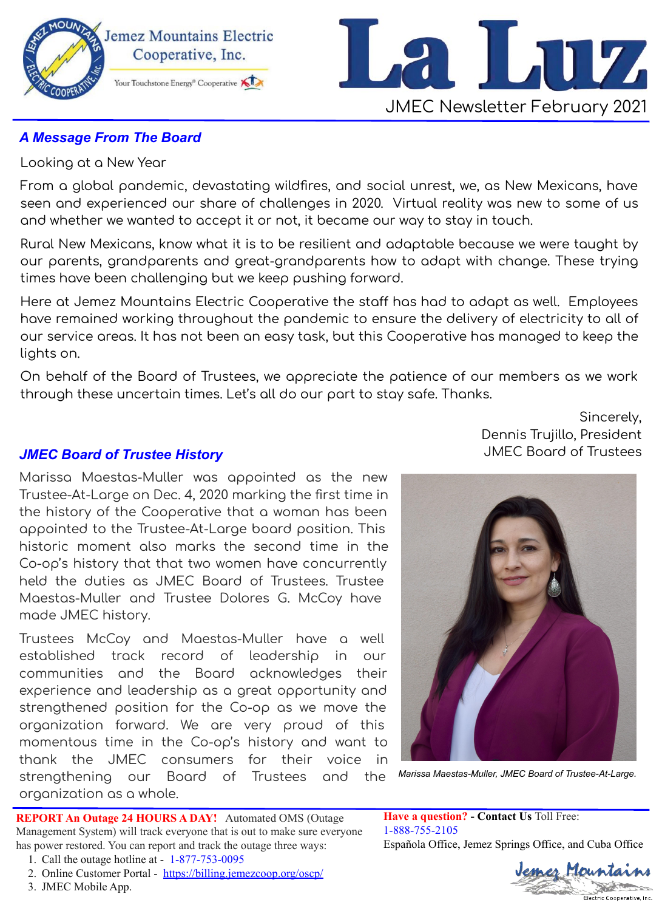Jemez Mountains Electric Cooperative, Inc.

Your Touchstone Energy® Cooperative

# La Luz

JMEC Newsletter February 2021

## *A Message From The Board*

Looking at a New Year

From a global pandemic, devastating wildfires, and social unrest, we, as New Mexicans, have seen and experienced our share of challenges in 2020. Virtual reality was new to some of us and whether we wanted to accept it or not, it became our way to stay in touch.

Rural New Mexicans, know what it is to be resilient and adaptable because we were taught by our parents, grandparents and great-grandparents how to adapt with change. These trying times have been challenging but we keep pushing forward.

Here at Jemez Mountains Electric Cooperative the staff has had to adapt as well. Employees have remained working throughout the pandemic to ensure the delivery of electricity to all of our service areas. It has not been an easy task, but this Cooperative has managed to keep the lights on.

On behalf of the Board of Trustees, we appreciate the patience of our members as we work through these uncertain times. Let's all do our part to stay safe. Thanks.

Sincerely,
Dennis Trujillo, President
JMEC Board of Trustees

## *JMEC Board of Trustee History*

Marissa Maestas-Muller was appointed as the new Trustee-At-Large on Dec. 4, 2020 marking the first time in the history of the Cooperative that a woman has been appointed to the Trustee-At-Large board position. This historic moment also marks the second time in the Co-op's history that that two women have concurrently held the duties as JMEC Board of Trustees. Trustee Maestas-Muller and Trustee Dolores G. McCoy have made JMEC history.

Trustees McCoy and Maestas-Muller have a well established track record of leadership in our communities and the Board acknowledges their experience and leadership as a great opportunity and strengthened position for the Co-op as we move the organization forward. We are very proud of this momentous time in the Co-op's history and want to thank the JMEC consumers for their voice in strengthening our Board of Trustees and the organization as a whole.

*Marissa Maestas-Muller, JMEC Board of Trustee-At-Large.*

**REPORT An Outage 24 HOURS A DAY!** Automated OMS (Outage Management System) will track everyone that is out to make sure everyone has power restored. You can report and track the outage three ways:

1. Call the outage hotline at - 1-877-753-0095
2. Online Customer Portal - https://billing.jemezcoop.org/oscp/
3. JMEC Mobile App.

**Have a question? - Contact Us** Toll Free: 1-888-755-2105
Española Office, Jemez Springs Office, and Cuba Office

Jemez Mountains Electric Cooperative, Inc.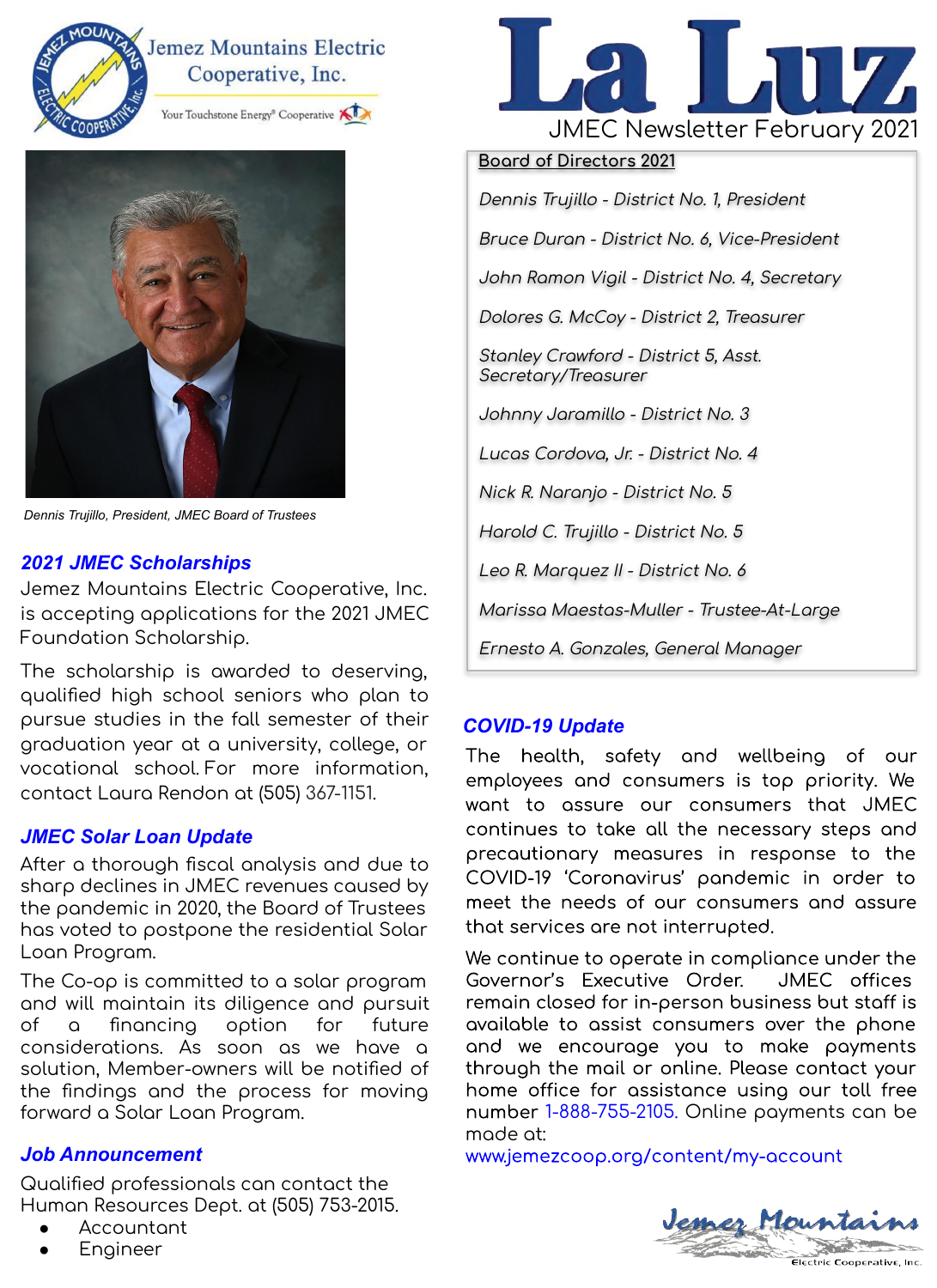Jemez Mountains Electric Cooperative, Inc.

Your Touchstone Energy® Cooperative

# La Luz

JMEC Newsletter February 2021

Dennis Trujillo, President, JMEC Board of Trustees

## *2021 JMEC Scholarships*

Jemez Mountains Electric Cooperative, Inc. is accepting applications for the 2021 JMEC Foundation Scholarship.

The scholarship is awarded to deserving, qualified high school seniors who plan to pursue studies in the fall semester of their graduation year at a university, college, or vocational school. For more information, contact Laura Rendon at (505) 367-1151.

## *JMEC Solar Loan Update*

After a thorough fiscal analysis and due to sharp declines in JMEC revenues caused by the pandemic in 2020, the Board of Trustees has voted to postpone the residential Solar Loan Program.

The Co-op is committed to a solar program and will maintain its diligence and pursuit of a financing option for future considerations. As soon as we have a solution, Member-owners will be notified of the findings and the process for moving forward a Solar Loan Program.

## *Job Announcement*

Qualified professionals can contact the Human Resources Dept. at (505) 753-2015.

- Accountant
- Engineer

**Board of Directors 2021**

*Dennis Trujillo - District No. 1, President*

*Bruce Duran - District No. 6, Vice-President*

*John Ramon Vigil - District No. 4, Secretary*

*Dolores G. McCoy - District 2, Treasurer*

*Stanley Crawford - District 5, Asst. Secretary/Treasurer*

*Johnny Jaramillo - District No. 3*

*Lucas Cordova, Jr. - District No. 4*

*Nick R. Naranjo - District No. 5*

*Harold C. Trujillo - District No. 5*

*Leo R. Marquez II - District No. 6*

*Marissa Maestas-Muller - Trustee-At-Large*

*Ernesto A. Gonzales, General Manager*

## *COVID-19 Update*

The health, safety and wellbeing of our employees and consumers is top priority. We want to assure our consumers that JMEC continues to take all the necessary steps and precautionary measures in response to the COVID-19 'Coronavirus' pandemic in order to meet the needs of our consumers and assure that services are not interrupted.

We continue to operate in compliance under the Governor's Executive Order. JMEC offices remain closed for in-person business but staff is available to assist consumers over the phone and we encourage you to make payments through the mail or online. Please contact your home office for assistance using our toll free number 1-888-755-2105. Online payments can be made at: www.jemezcoop.org/content/my-account

Jemez Mountains Electric Cooperative, Inc.